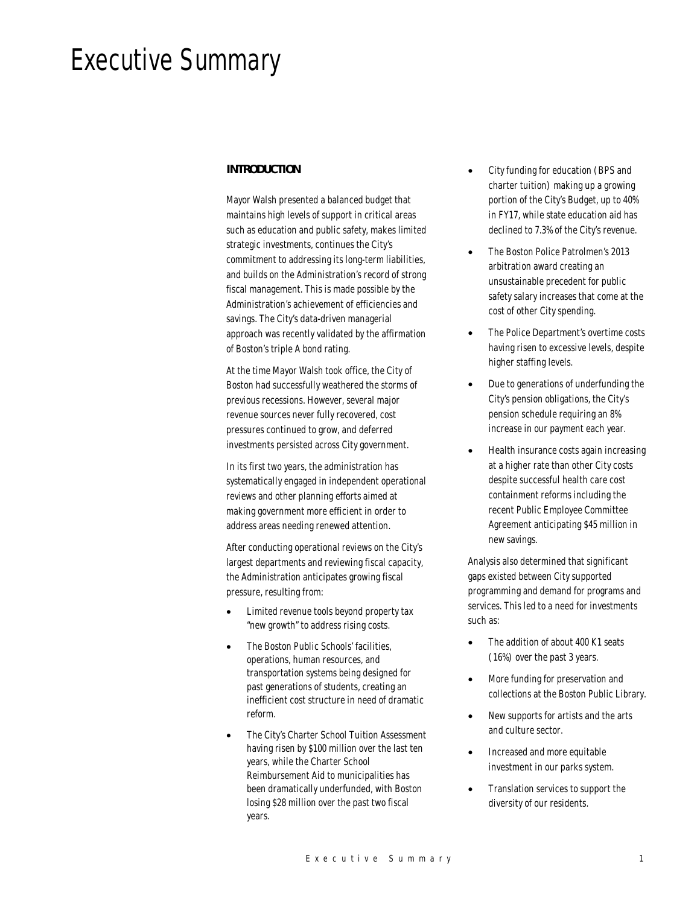# Executive Summary

## INTRODUCTION

Mayor Walsh presented a balanced budget that maintains high levels of support in critical areas such as education and public safety, makes limited strategic investments, continues the City's commitment to addressing its long-term liabilities, and builds on the Administration's record of strong fiscal management. This is made possible by the Administration's achievement of efficiencies and savings. The City's data-driven managerial approach was recently validated by the affirmation of Boston's triple A bond rating.

At the time Mayor Walsh took office, the City of Boston had successfully weathered the storms of previous recessions. However, several major revenue sources never fully recovered, cost pressures continued to grow, and deferred investments persisted across City government.

In its first two years, the administration has systematically engaged in independent operational reviews and other planning efforts aimed at making government more efficient in order to address areas needing renewed attention.

After conducting operational reviews on the City's largest departments and reviewing fiscal capacity, the Administration anticipates growing fiscal pressure, resulting from:

- Limited revenue tools beyond property tax "new growth" to address rising costs.
- The Boston Public Schools' facilities, operations, human resources, and transportation systems being designed for past generations of students, creating an inefficient cost structure in need of dramatic reform.
- The City's Charter School Tuition Assessment having risen by $100 million over the last ten years, while the Charter School Reimbursement Aid to municipalities has been dramatically underfunded, with Boston losing $28 million over the past two fiscal years.
- City funding for education (BPS and charter tuition) making up a growing portion of the City's Budget, up to 40% in FY17, while state education aid has declined to 7.3% of the City's revenue.
- The Boston Police Patrolmen's 2013 arbitration award creating an unsustainable precedent for public safety salary increases that come at the cost of other City spending.
- The Police Department's overtime costs having risen to excessive levels, despite higher staffing levels.
- Due to generations of underfunding the City's pension obligations, the City's pension schedule requiring an 8% increase in our payment each year.
- Health insurance costs again increasing at a higher rate than other City costs despite successful health care cost containment reforms including the recent Public Employee Committee Agreement anticipating $45 million in new savings.

Analysis also determined that significant gaps existed between City supported programming and demand for programs and services. This led to a need for investments such as:

- The addition of about 400 K1 seats (16%) over the past 3 years.
- More funding for preservation and collections at the Boston Public Library.
- New supports for artists and the arts and culture sector.
- Increased and more equitable investment in our parks system.
- Translation services to support the diversity of our residents.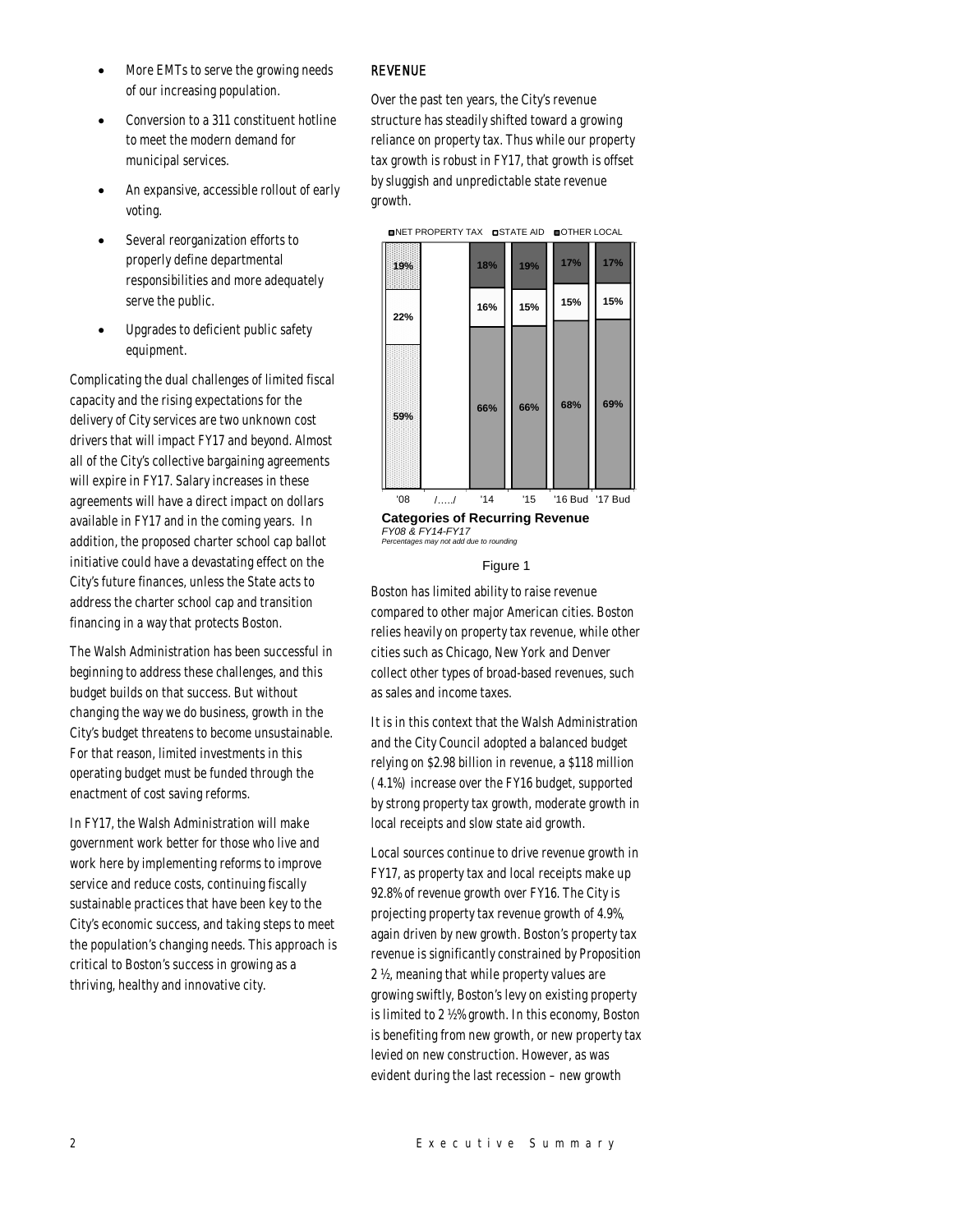- More EMTs to serve the growing needs of our increasing population.
- Conversion to a 311 constituent hotline to meet the modern demand for municipal services.
- An expansive, accessible rollout of early voting.
- Several reorganization efforts to properly define departmental responsibilities and more adequately serve the public.
- Upgrades to deficient public safety equipment.

Complicating the dual challenges of limited fiscal capacity and the rising expectations for the delivery of City services are two unknown cost drivers that will impact FY17 and beyond. Almost all of the City's collective bargaining agreements will expire in FY17. Salary increases in these agreements will have a direct impact on dollars available in FY17 and in the coming years. In addition, the proposed charter school cap ballot initiative could have a devastating effect on the City's future finances, unless the State acts to address the charter school cap and transition financing in a way that protects Boston.

The Walsh Administration has been successful in beginning to address these challenges, and this budget builds on that success. But without changing the way we do business, growth in the City's budget threatens to become unsustainable. For that reason, limited investments in this operating budget must be funded through the enactment of cost saving reforms.

In FY17, the Walsh Administration will make government work better for those who live and work here by implementing reforms to improve service and reduce costs, continuing fiscally sustainable practices that have been key to the City's economic success, and taking steps to meet the population's changing needs. This approach is critical to Boston's success in growing as a thriving, healthy and innovative city.

## REVENUE

Over the past ten years, the City's revenue structure has steadily shifted toward a growing reliance on property tax. Thus while our property tax growth is robust in FY17, that growth is offset by sluggish and unpredictable state revenue growth.

| | '08 | '14 | '15 | '16 Bud | '17 Bud |
|---|---|---|---|---|---|
| OTHER LOCAL | 19% | 18% | 19% | 17% | 17% |
| STATE AID | 22% | 16% | 15% | 15% | 15% |
| NET PROPERTY TAX | 59% | 66% | 66% | 68% | 69% |

**Categories of Recurring Revenue**
*FY08 & FY14-FY17*
*Percentages may not add due to rounding*

Figure 1

Boston has limited ability to raise revenue compared to other major American cities. Boston relies heavily on property tax revenue, while other cities such as Chicago, New York and Denver collect other types of broad-based revenues, such as sales and income taxes.

It is in this context that the Walsh Administration and the City Council adopted a balanced budget relying on $2.98 billion in revenue, a $118 million (4.1%) increase over the FY16 budget, supported by strong property tax growth, moderate growth in local receipts and slow state aid growth.

Local sources continue to drive revenue growth in FY17, as property tax and local receipts make up 92.8% of revenue growth over FY16. The City is projecting property tax revenue growth of 4.9%, again driven by new growth. Boston's property tax revenue is significantly constrained by Proposition 2 ½, meaning that while property values are growing swiftly, Boston's levy on existing property is limited to 2 ½% growth. In this economy, Boston is benefiting from new growth, or new property tax levied on new construction. However, as was evident during the last recession – new growth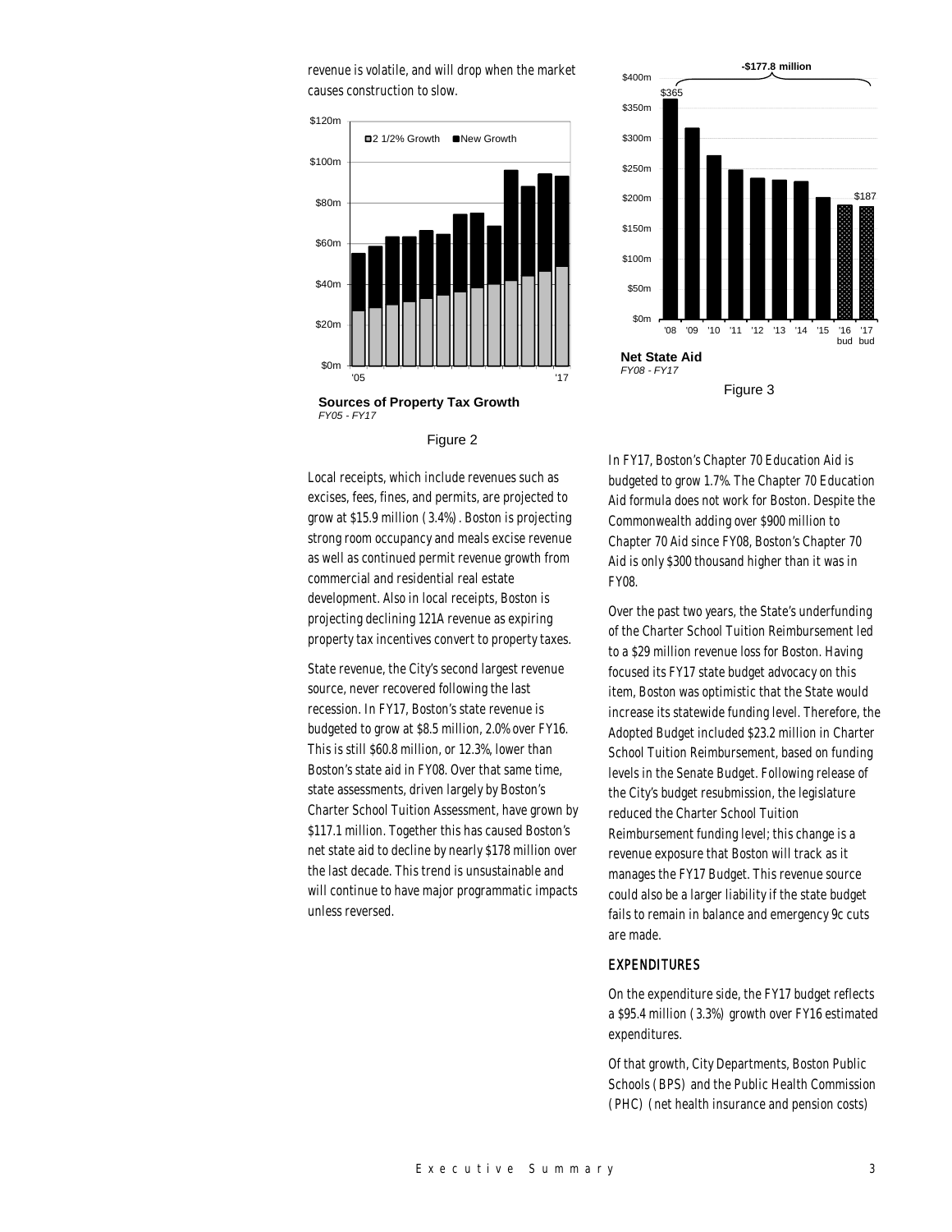revenue is volatile, and will drop when the market causes construction to slow.

**Sources of Property Tax Growth**
*FY05 - FY17*

Figure 2

**Net State Aid**
*FY08 - FY17*

Figure 3

Local receipts, which include revenues such as excises, fees, fines, and permits, are projected to grow at $15.9 million (3.4%). Boston is projecting strong room occupancy and meals excise revenue as well as continued permit revenue growth from commercial and residential real estate development. Also in local receipts, Boston is projecting declining 121A revenue as expiring property tax incentives convert to property taxes.

State revenue, the City's second largest revenue source, never recovered following the last recession. In FY17, Boston's state revenue is budgeted to grow at $8.5 million, 2.0% over FY16. This is still $60.8 million, or 12.3%, lower than Boston's state aid in FY08. Over that same time, state assessments, driven largely by Boston's Charter School Tuition Assessment, have grown by $117.1 million. Together this has caused Boston's net state aid to decline by nearly $178 million over the last decade. This trend is unsustainable and will continue to have major programmatic impacts unless reversed.

In FY17, Boston's Chapter 70 Education Aid is budgeted to grow 1.7%. The Chapter 70 Education Aid formula does not work for Boston. Despite the Commonwealth adding over $900 million to Chapter 70 Aid since FY08, Boston's Chapter 70 Aid is only $300 thousand higher than it was in FY08.

Over the past two years, the State's underfunding of the Charter School Tuition Reimbursement led to a $29 million revenue loss for Boston. Having focused its FY17 state budget advocacy on this item, Boston was optimistic that the State would increase its statewide funding level. Therefore, the Adopted Budget included $23.2 million in Charter School Tuition Reimbursement, based on funding levels in the Senate Budget. Following release of the City's budget resubmission, the legislature reduced the Charter School Tuition Reimbursement funding level; this change is a revenue exposure that Boston will track as it manages the FY17 Budget. This revenue source could also be a larger liability if the state budget fails to remain in balance and emergency 9c cuts are made.

## EXPENDITURES

On the expenditure side, the FY17 budget reflects a $95.4 million (3.3%) growth over FY16 estimated expenditures.

Of that growth, City Departments, Boston Public Schools (BPS) and the Public Health Commission (PHC) (net health insurance and pension costs)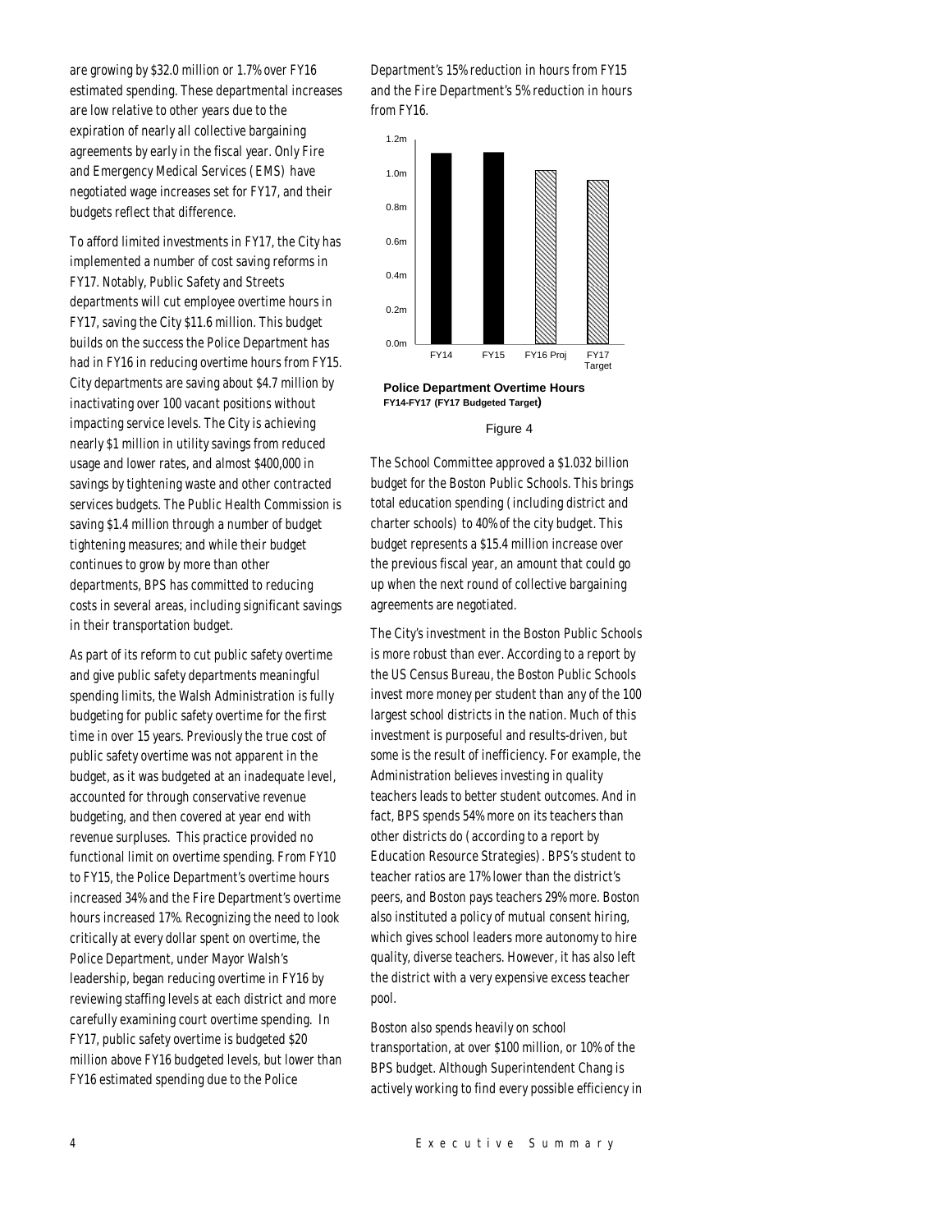are growing by $32.0 million or 1.7% over FY16 estimated spending. These departmental increases are low relative to other years due to the expiration of nearly all collective bargaining agreements by early in the fiscal year. Only Fire and Emergency Medical Services (EMS) have negotiated wage increases set for FY17, and their budgets reflect that difference.

To afford limited investments in FY17, the City has implemented a number of cost saving reforms in FY17. Notably, Public Safety and Streets departments will cut employee overtime hours in FY17, saving the City $11.6 million. This budget builds on the success the Police Department has had in FY16 in reducing overtime hours from FY15. City departments are saving about $4.7 million by inactivating over 100 vacant positions without impacting service levels. The City is achieving nearly $1 million in utility savings from reduced usage and lower rates, and almost $400,000 in savings by tightening waste and other contracted services budgets. The Public Health Commission is saving $1.4 million through a number of budget tightening measures; and while their budget continues to grow by more than other departments, BPS has committed to reducing costs in several areas, including significant savings in their transportation budget.

As part of its reform to cut public safety overtime and give public safety departments meaningful spending limits, the Walsh Administration is fully budgeting for public safety overtime for the first time in over 15 years. Previously the true cost of public safety overtime was not apparent in the budget, as it was budgeted at an inadequate level, accounted for through conservative revenue budgeting, and then covered at year end with revenue surpluses. This practice provided no functional limit on overtime spending. From FY10 to FY15, the Police Department's overtime hours increased 34% and the Fire Department's overtime hours increased 17%. Recognizing the need to look critically at every dollar spent on overtime, the Police Department, under Mayor Walsh's leadership, began reducing overtime in FY16 by reviewing staffing levels at each district and more carefully examining court overtime spending. In FY17, public safety overtime is budgeted $20 million above FY16 budgeted levels, but lower than FY16 estimated spending due to the Police Department's 15% reduction in hours from FY15 and the Fire Department's 5% reduction in hours from FY16.

**Police Department Overtime Hours**
**FY14-FY17 (FY17 Budgeted Target)**

Figure 4

The School Committee approved a $1.032 billion budget for the Boston Public Schools. This brings total education spending (including district and charter schools) to 40% of the city budget. This budget represents a $15.4 million increase over the previous fiscal year, an amount that could go up when the next round of collective bargaining agreements are negotiated.

The City's investment in the Boston Public Schools is more robust than ever. According to a report by the US Census Bureau, the Boston Public Schools invest more money per student than any of the 100 largest school districts in the nation. Much of this investment is purposeful and results-driven, but some is the result of inefficiency. For example, the Administration believes investing in quality teachers leads to better student outcomes. And in fact, BPS spends 54% more on its teachers than other districts do (according to a report by Education Resource Strategies). BPS's student to teacher ratios are 17% lower than the district's peers, and Boston pays teachers 29% more. Boston also instituted a policy of mutual consent hiring, which gives school leaders more autonomy to hire quality, diverse teachers. However, it has also left the district with a very expensive excess teacher pool.

Boston also spends heavily on school transportation, at over $100 million, or 10% of the BPS budget. Although Superintendent Chang is actively working to find every possible efficiency in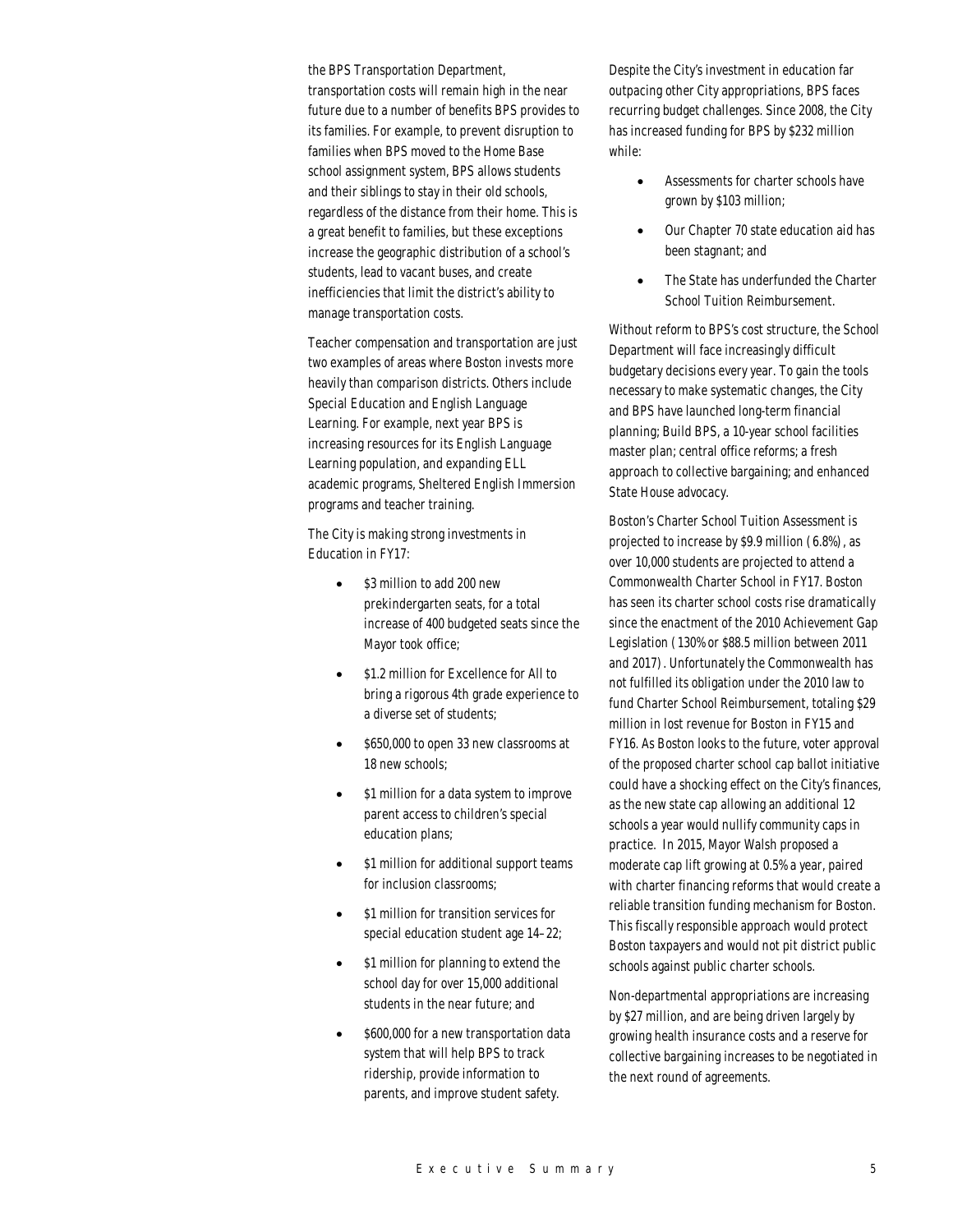the BPS Transportation Department, transportation costs will remain high in the near future due to a number of benefits BPS provides to its families. For example, to prevent disruption to families when BPS moved to the Home Base school assignment system, BPS allows students and their siblings to stay in their old schools, regardless of the distance from their home. This is a great benefit to families, but these exceptions increase the geographic distribution of a school's students, lead to vacant buses, and create inefficiencies that limit the district's ability to manage transportation costs.

Teacher compensation and transportation are just two examples of areas where Boston invests more heavily than comparison districts. Others include Special Education and English Language Learning. For example, next year BPS is increasing resources for its English Language Learning population, and expanding ELL academic programs, Sheltered English Immersion programs and teacher training.

The City is making strong investments in Education in FY17:

- $3 million to add 200 new prekindergarten seats, for a total increase of 400 budgeted seats since the Mayor took office;
- $1.2 million for Excellence for All to bring a rigorous 4th grade experience to a diverse set of students;
- $650,000 to open 33 new classrooms at 18 new schools;
- $1 million for a data system to improve parent access to children's special education plans;
- $1 million for additional support teams for inclusion classrooms;
- $1 million for transition services for special education student age 14–22;
- $1 million for planning to extend the school day for over 15,000 additional students in the near future; and
- $600,000 for a new transportation data system that will help BPS to track ridership, provide information to parents, and improve student safety.

Despite the City's investment in education far outpacing other City appropriations, BPS faces recurring budget challenges. Since 2008, the City has increased funding for BPS by $232 million while:

- Assessments for charter schools have grown by $103 million;
- Our Chapter 70 state education aid has been stagnant; and
- The State has underfunded the Charter School Tuition Reimbursement.

Without reform to BPS's cost structure, the School Department will face increasingly difficult budgetary decisions every year. To gain the tools necessary to make systematic changes, the City and BPS have launched long-term financial planning; Build BPS, a 10-year school facilities master plan; central office reforms; a fresh approach to collective bargaining; and enhanced State House advocacy.

Boston's Charter School Tuition Assessment is projected to increase by $9.9 million (6.8%), as over 10,000 students are projected to attend a Commonwealth Charter School in FY17. Boston has seen its charter school costs rise dramatically since the enactment of the 2010 Achievement Gap Legislation (130% or $88.5 million between 2011 and 2017). Unfortunately the Commonwealth has not fulfilled its obligation under the 2010 law to fund Charter School Reimbursement, totaling $29 million in lost revenue for Boston in FY15 and FY16. As Boston looks to the future, voter approval of the proposed charter school cap ballot initiative could have a shocking effect on the City's finances, as the new state cap allowing an additional 12 schools a year would nullify community caps in practice. In 2015, Mayor Walsh proposed a moderate cap lift growing at 0.5% a year, paired with charter financing reforms that would create a reliable transition funding mechanism for Boston. This fiscally responsible approach would protect Boston taxpayers and would not pit district public schools against public charter schools.

Non-departmental appropriations are increasing by $27 million, and are being driven largely by growing health insurance costs and a reserve for collective bargaining increases to be negotiated in the next round of agreements.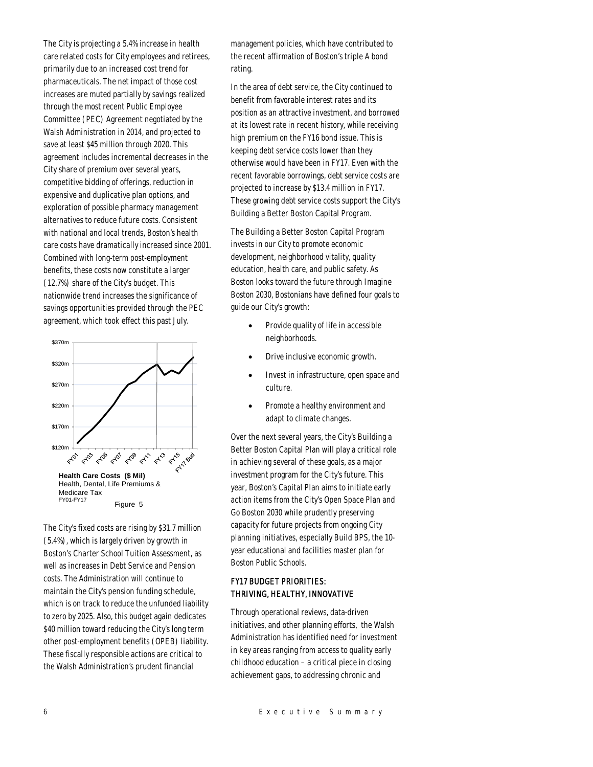The City is projecting a 5.4% increase in health care related costs for City employees and retirees, primarily due to an increased cost trend for pharmaceuticals. The net impact of those cost increases are muted partially by savings realized through the most recent Public Employee Committee (PEC) Agreement negotiated by the Walsh Administration in 2014, and projected to save at least $45 million through 2020. This agreement includes incremental decreases in the City share of premium over several years, competitive bidding of offerings, reduction in expensive and duplicative plan options, and exploration of possible pharmacy management alternatives to reduce future costs. Consistent with national and local trends, Boston's health care costs have dramatically increased since 2001. Combined with long-term post-employment benefits, these costs now constitute a larger (12.7%) share of the City's budget. This nationwide trend increases the significance of savings opportunities provided through the PEC agreement, which took effect this past July.

**Health Care Costs ($ Mil)**
Health, Dental, Life Premiums & Medicare Tax
FY01-FY17

Figure 5

The City's fixed costs are rising by $31.7 million (5.4%), which is largely driven by growth in Boston's Charter School Tuition Assessment, as well as increases in Debt Service and Pension costs. The Administration will continue to maintain the City's pension funding schedule, which is on track to reduce the unfunded liability to zero by 2025. Also, this budget again dedicates $40 million toward reducing the City's long term other post-employment benefits (OPEB) liability. These fiscally responsible actions are critical to the Walsh Administration's prudent financial management policies, which have contributed to the recent affirmation of Boston's triple A bond rating.

In the area of debt service, the City continued to benefit from favorable interest rates and its position as an attractive investment, and borrowed at its lowest rate in recent history, while receiving high premium on the FY16 bond issue. This is keeping debt service costs lower than they otherwise would have been in FY17. Even with the recent favorable borrowings, debt service costs are projected to increase by $13.4 million in FY17. These growing debt service costs support the City's Building a Better Boston Capital Program.

The Building a Better Boston Capital Program invests in our City to promote economic development, neighborhood vitality, quality education, health care, and public safety. As Boston looks toward the future through Imagine Boston 2030, Bostonians have defined four goals to guide our City's growth:

- Provide quality of life in accessible neighborhoods.
- Drive inclusive economic growth.
- Invest in infrastructure, open space and culture.
- Promote a healthy environment and adapt to climate changes.

Over the next several years, the City's Building a Better Boston Capital Plan will play a critical role in achieving several of these goals, as a major investment program for the City's future. This year, Boston's Capital Plan aims to initiate early action items from the City's Open Space Plan and Go Boston 2030 while prudently preserving capacity for future projects from ongoing City planning initiatives, especially Build BPS, the 10-year educational and facilities master plan for Boston Public Schools.

## FY17 BUDGET PRIORITIES: THRIVING, HEALTHY, INNOVATIVE

Through operational reviews, data-driven initiatives, and other planning efforts, the Walsh Administration has identified need for investment in key areas ranging from access to quality early childhood education – a critical piece in closing achievement gaps, to addressing chronic and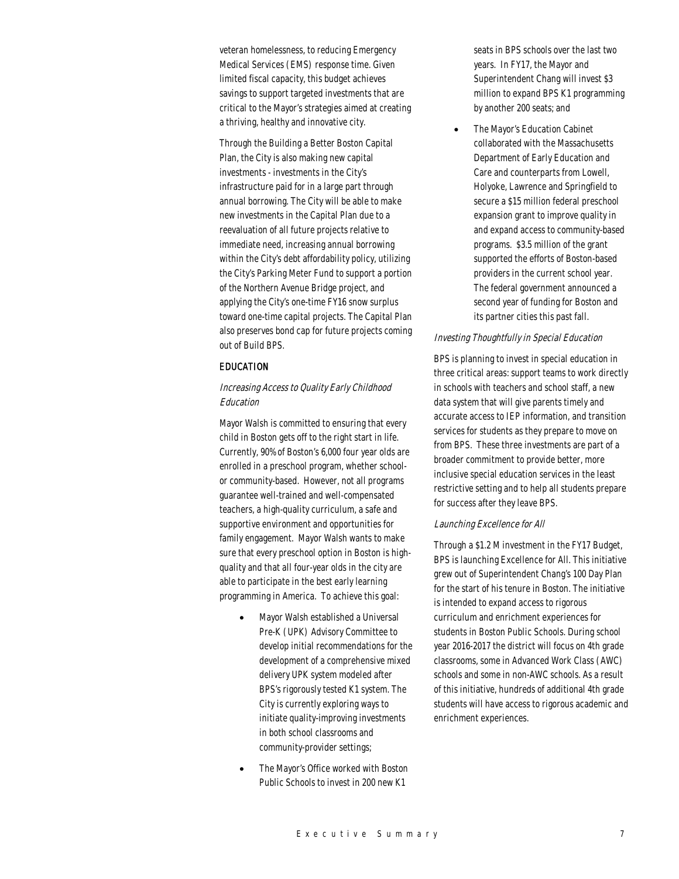veteran homelessness, to reducing Emergency Medical Services (EMS) response time. Given limited fiscal capacity, this budget achieves savings to support targeted investments that are critical to the Mayor's strategies aimed at creating a thriving, healthy and innovative city.

Through the Building a Better Boston Capital Plan, the City is also making new capital investments - investments in the City's infrastructure paid for in a large part through annual borrowing. The City will be able to make new investments in the Capital Plan due to a reevaluation of all future projects relative to immediate need, increasing annual borrowing within the City's debt affordability policy, utilizing the City's Parking Meter Fund to support a portion of the Northern Avenue Bridge project, and applying the City's one-time FY16 snow surplus toward one-time capital projects. The Capital Plan also preserves bond cap for future projects coming out of Build BPS.

## EDUCATION

### *Increasing Access to Quality Early Childhood Education*

Mayor Walsh is committed to ensuring that every child in Boston gets off to the right start in life. Currently, 90% of Boston's 6,000 four year olds are enrolled in a preschool program, whether school- or community-based. However, not all programs guarantee well-trained and well-compensated teachers, a high-quality curriculum, a safe and supportive environment and opportunities for family engagement. Mayor Walsh wants to make sure that every preschool option in Boston is high-quality and that all four-year olds in the city are able to participate in the best early learning programming in America. To achieve this goal:

- Mayor Walsh established a Universal Pre-K (UPK) Advisory Committee to develop initial recommendations for the development of a comprehensive mixed delivery UPK system modeled after BPS's rigorously tested K1 system. The City is currently exploring ways to initiate quality-improving investments in both school classrooms and community-provider settings;
- The Mayor's Office worked with Boston Public Schools to invest in 200 new K1 seats in BPS schools over the last two years. In FY17, the Mayor and Superintendent Chang will invest $3 million to expand BPS K1 programming by another 200 seats; and
- The Mayor's Education Cabinet collaborated with the Massachusetts Department of Early Education and Care and counterparts from Lowell, Holyoke, Lawrence and Springfield to secure a $15 million federal preschool expansion grant to improve quality in and expand access to community-based programs. $3.5 million of the grant supported the efforts of Boston-based providers in the current school year. The federal government announced a second year of funding for Boston and its partner cities this past fall.

### *Investing Thoughtfully in Special Education*

BPS is planning to invest in special education in three critical areas: support teams to work directly in schools with teachers and school staff, a new data system that will give parents timely and accurate access to IEP information, and transition services for students as they prepare to move on from BPS. These three investments are part of a broader commitment to provide better, more inclusive special education services in the least restrictive setting and to help all students prepare for success after they leave BPS.

### *Launching Excellence for All*

Through a $1.2 M investment in the FY17 Budget, BPS is launching Excellence for All. This initiative grew out of Superintendent Chang's 100 Day Plan for the start of his tenure in Boston. The initiative is intended to expand access to rigorous curriculum and enrichment experiences for students in Boston Public Schools. During school year 2016-2017 the district will focus on 4th grade classrooms, some in Advanced Work Class (AWC) schools and some in non-AWC schools. As a result of this initiative, hundreds of additional 4th grade students will have access to rigorous academic and enrichment experiences.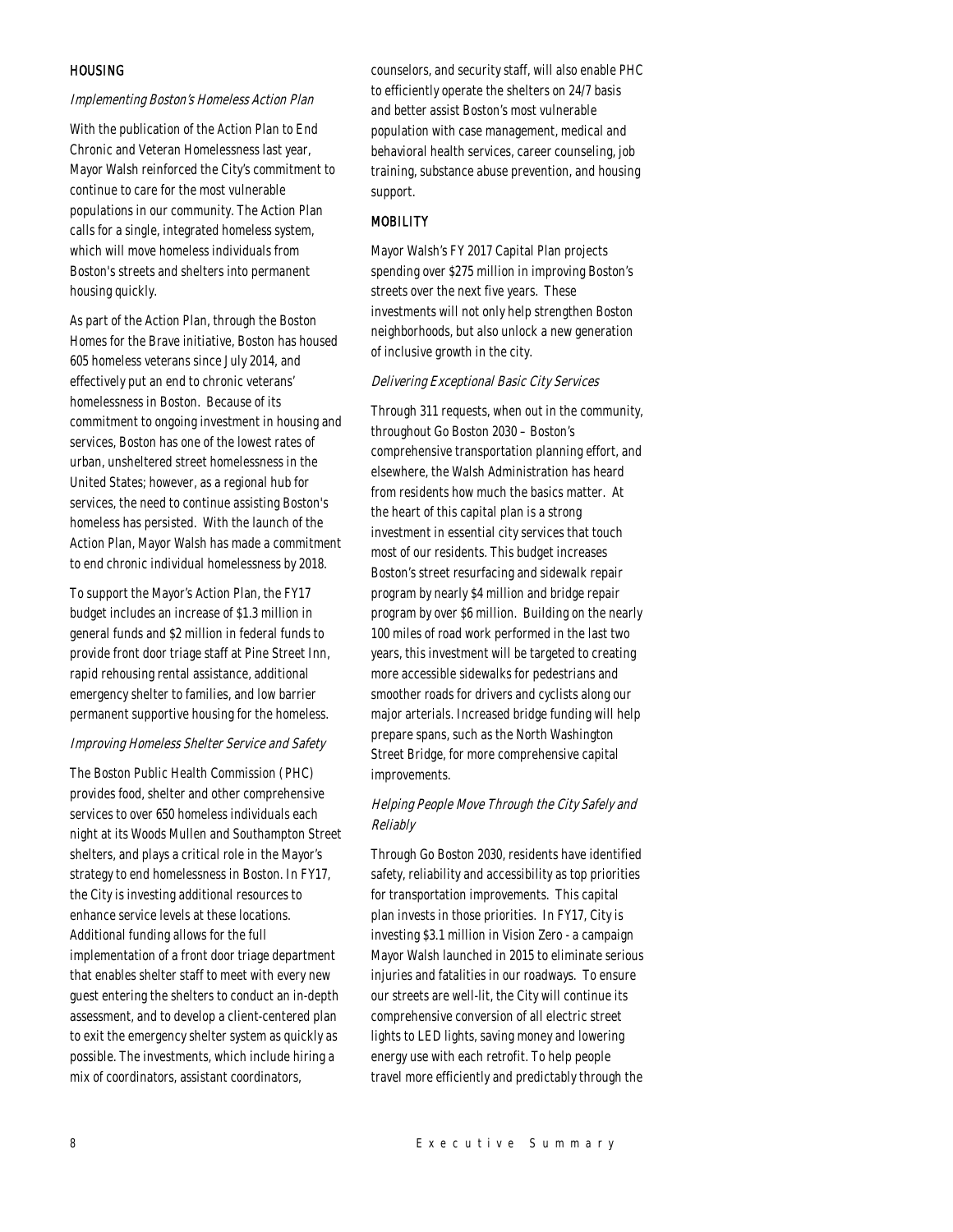## HOUSING

### *Implementing Boston's Homeless Action Plan*

With the publication of the Action Plan to End Chronic and Veteran Homelessness last year, Mayor Walsh reinforced the City's commitment to continue to care for the most vulnerable populations in our community. The Action Plan calls for a single, integrated homeless system, which will move homeless individuals from Boston's streets and shelters into permanent housing quickly.

As part of the Action Plan, through the Boston Homes for the Brave initiative, Boston has housed 605 homeless veterans since July 2014, and effectively put an end to chronic veterans' homelessness in Boston. Because of its commitment to ongoing investment in housing and services, Boston has one of the lowest rates of urban, unsheltered street homelessness in the United States; however, as a regional hub for services, the need to continue assisting Boston's homeless has persisted. With the launch of the Action Plan, Mayor Walsh has made a commitment to end chronic individual homelessness by 2018.

To support the Mayor's Action Plan, the FY17 budget includes an increase of $1.3 million in general funds and $2 million in federal funds to provide front door triage staff at Pine Street Inn, rapid rehousing rental assistance, additional emergency shelter to families, and low barrier permanent supportive housing for the homeless.

### *Improving Homeless Shelter Service and Safety*

The Boston Public Health Commission (PHC) provides food, shelter and other comprehensive services to over 650 homeless individuals each night at its Woods Mullen and Southampton Street shelters, and plays a critical role in the Mayor's strategy to end homelessness in Boston. In FY17, the City is investing additional resources to enhance service levels at these locations. Additional funding allows for the full implementation of a front door triage department that enables shelter staff to meet with every new guest entering the shelters to conduct an in-depth assessment, and to develop a client-centered plan to exit the emergency shelter system as quickly as possible. The investments, which include hiring a mix of coordinators, assistant coordinators, counselors, and security staff, will also enable PHC to efficiently operate the shelters on 24/7 basis and better assist Boston's most vulnerable population with case management, medical and behavioral health services, career counseling, job training, substance abuse prevention, and housing support.

## MOBILITY

Mayor Walsh's FY 2017 Capital Plan projects spending over $275 million in improving Boston's streets over the next five years. These investments will not only help strengthen Boston neighborhoods, but also unlock a new generation of inclusive growth in the city.

### *Delivering Exceptional Basic City Services*

Through 311 requests, when out in the community, throughout Go Boston 2030 – Boston's comprehensive transportation planning effort, and elsewhere, the Walsh Administration has heard from residents how much the basics matter. At the heart of this capital plan is a strong investment in essential city services that touch most of our residents. This budget increases Boston's street resurfacing and sidewalk repair program by nearly $4 million and bridge repair program by over $6 million. Building on the nearly 100 miles of road work performed in the last two years, this investment will be targeted to creating more accessible sidewalks for pedestrians and smoother roads for drivers and cyclists along our major arterials. Increased bridge funding will help prepare spans, such as the North Washington Street Bridge, for more comprehensive capital improvements.

### *Helping People Move Through the City Safely and Reliably*

Through Go Boston 2030, residents have identified safety, reliability and accessibility as top priorities for transportation improvements. This capital plan invests in those priorities. In FY17, City is investing $3.1 million in Vision Zero - a campaign Mayor Walsh launched in 2015 to eliminate serious injuries and fatalities in our roadways. To ensure our streets are well-lit, the City will continue its comprehensive conversion of all electric street lights to LED lights, saving money and lowering energy use with each retrofit. To help people travel more efficiently and predictably through the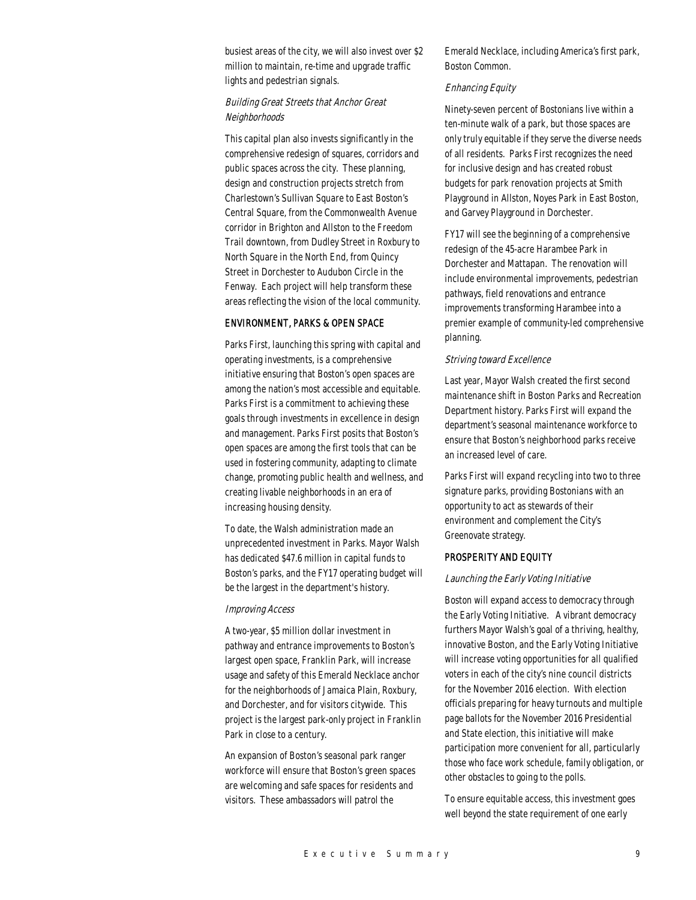busiest areas of the city, we will also invest over $2 million to maintain, re-time and upgrade traffic lights and pedestrian signals.

*Building Great Streets that Anchor Great Neighborhoods*

This capital plan also invests significantly in the comprehensive redesign of squares, corridors and public spaces across the city. These planning, design and construction projects stretch from Charlestown's Sullivan Square to East Boston's Central Square, from the Commonwealth Avenue corridor in Brighton and Allston to the Freedom Trail downtown, from Dudley Street in Roxbury to North Square in the North End, from Quincy Street in Dorchester to Audubon Circle in the Fenway. Each project will help transform these areas reflecting the vision of the local community.

## ENVIRONMENT, PARKS & OPEN SPACE

Parks First, launching this spring with capital and operating investments, is a comprehensive initiative ensuring that Boston's open spaces are among the nation's most accessible and equitable. Parks First is a commitment to achieving these goals through investments in excellence in design and management. Parks First posits that Boston's open spaces are among the first tools that can be used in fostering community, adapting to climate change, promoting public health and wellness, and creating livable neighborhoods in an era of increasing housing density.

To date, the Walsh administration made an unprecedented investment in Parks. Mayor Walsh has dedicated $47.6 million in capital funds to Boston's parks, and the FY17 operating budget will be the largest in the department's history.

*Improving Access*

A two-year, $5 million dollar investment in pathway and entrance improvements to Boston's largest open space, Franklin Park, will increase usage and safety of this Emerald Necklace anchor for the neighborhoods of Jamaica Plain, Roxbury, and Dorchester, and for visitors citywide. This project is the largest park-only project in Franklin Park in close to a century.

An expansion of Boston's seasonal park ranger workforce will ensure that Boston's green spaces are welcoming and safe spaces for residents and visitors. These ambassadors will patrol the Emerald Necklace, including America's first park, Boston Common.

*Enhancing Equity*

Ninety-seven percent of Bostonians live within a ten-minute walk of a park, but those spaces are only truly equitable if they serve the diverse needs of all residents. Parks First recognizes the need for inclusive design and has created robust budgets for park renovation projects at Smith Playground in Allston, Noyes Park in East Boston, and Garvey Playground in Dorchester.

FY17 will see the beginning of a comprehensive redesign of the 45-acre Harambee Park in Dorchester and Mattapan. The renovation will include environmental improvements, pedestrian pathways, field renovations and entrance improvements transforming Harambee into a premier example of community-led comprehensive planning.

*Striving toward Excellence*

Last year, Mayor Walsh created the first second maintenance shift in Boston Parks and Recreation Department history. Parks First will expand the department's seasonal maintenance workforce to ensure that Boston's neighborhood parks receive an increased level of care.

Parks First will expand recycling into two to three signature parks, providing Bostonians with an opportunity to act as stewards of their environment and complement the City's Greenovate strategy.

## PROSPERITY AND EQUITY

*Launching the Early Voting Initiative*

Boston will expand access to democracy through the Early Voting Initiative. A vibrant democracy furthers Mayor Walsh's goal of a thriving, healthy, innovative Boston, and the Early Voting Initiative will increase voting opportunities for all qualified voters in each of the city's nine council districts for the November 2016 election. With election officials preparing for heavy turnouts and multiple page ballots for the November 2016 Presidential and State election, this initiative will make participation more convenient for all, particularly those who face work schedule, family obligation, or other obstacles to going to the polls.

To ensure equitable access, this investment goes well beyond the state requirement of one early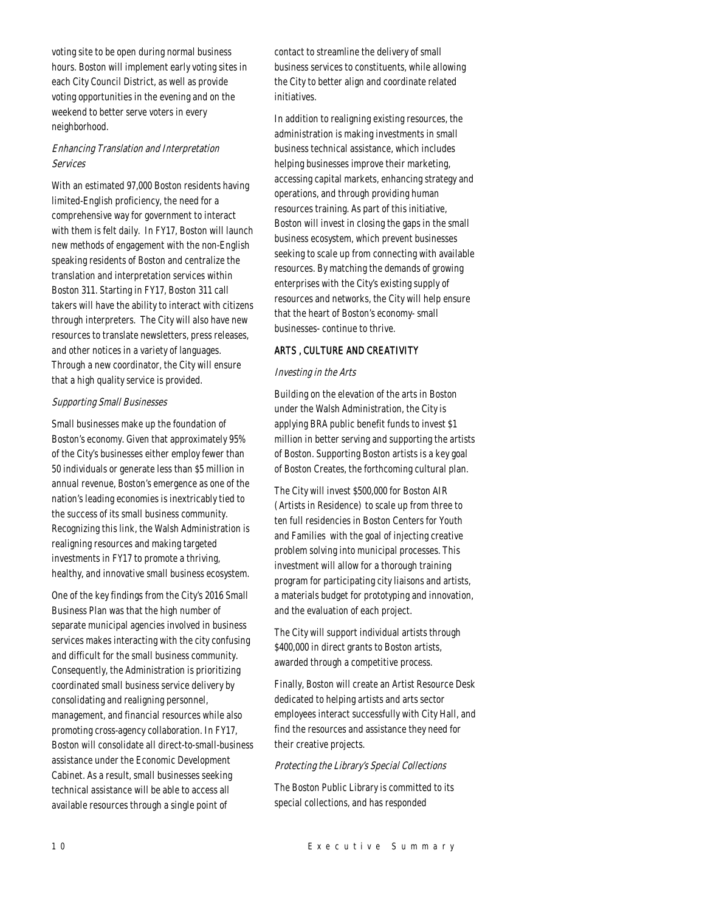voting site to be open during normal business hours. Boston will implement early voting sites in each City Council District, as well as provide voting opportunities in the evening and on the weekend to better serve voters in every neighborhood.

*Enhancing Translation and Interpretation Services*

With an estimated 97,000 Boston residents having limited-English proficiency, the need for a comprehensive way for government to interact with them is felt daily. In FY17, Boston will launch new methods of engagement with the non-English speaking residents of Boston and centralize the translation and interpretation services within Boston 311. Starting in FY17, Boston 311 call takers will have the ability to interact with citizens through interpreters. The City will also have new resources to translate newsletters, press releases, and other notices in a variety of languages. Through a new coordinator, the City will ensure that a high quality service is provided.

*Supporting Small Businesses*

Small businesses make up the foundation of Boston's economy. Given that approximately 95% of the City's businesses either employ fewer than 50 individuals or generate less than $5 million in annual revenue, Boston's emergence as one of the nation's leading economies is inextricably tied to the success of its small business community. Recognizing this link, the Walsh Administration is realigning resources and making targeted investments in FY17 to promote a thriving, healthy, and innovative small business ecosystem.

One of the key findings from the City's 2016 Small Business Plan was that the high number of separate municipal agencies involved in business services makes interacting with the city confusing and difficult for the small business community. Consequently, the Administration is prioritizing coordinated small business service delivery by consolidating and realigning personnel, management, and financial resources while also promoting cross-agency collaboration. In FY17, Boston will consolidate all direct-to-small-business assistance under the Economic Development Cabinet. As a result, small businesses seeking technical assistance will be able to access all available resources through a single point of contact to streamline the delivery of small business services to constituents, while allowing the City to better align and coordinate related initiatives.

In addition to realigning existing resources, the administration is making investments in small business technical assistance, which includes helping businesses improve their marketing, accessing capital markets, enhancing strategy and operations, and through providing human resources training. As part of this initiative, Boston will invest in closing the gaps in the small business ecosystem, which prevent businesses seeking to scale up from connecting with available resources. By matching the demands of growing enterprises with the City's existing supply of resources and networks, the City will help ensure that the heart of Boston's economy- small businesses- continue to thrive.

## ARTS , CULTURE AND CREATIVITY

*Investing in the Arts*

Building on the elevation of the arts in Boston under the Walsh Administration, the City is applying BRA public benefit funds to invest $1 million in better serving and supporting the artists of Boston. Supporting Boston artists is a key goal of Boston Creates, the forthcoming cultural plan.

The City will invest $500,000 for Boston AIR (Artists in Residence) to scale up from three to ten full residencies in Boston Centers for Youth and Families with the goal of injecting creative problem solving into municipal processes. This investment will allow for a thorough training program for participating city liaisons and artists, a materials budget for prototyping and innovation, and the evaluation of each project.

The City will support individual artists through $400,000 in direct grants to Boston artists, awarded through a competitive process.

Finally, Boston will create an Artist Resource Desk dedicated to helping artists and arts sector employees interact successfully with City Hall, and find the resources and assistance they need for their creative projects.

*Protecting the Library's Special Collections*

The Boston Public Library is committed to its special collections, and has responded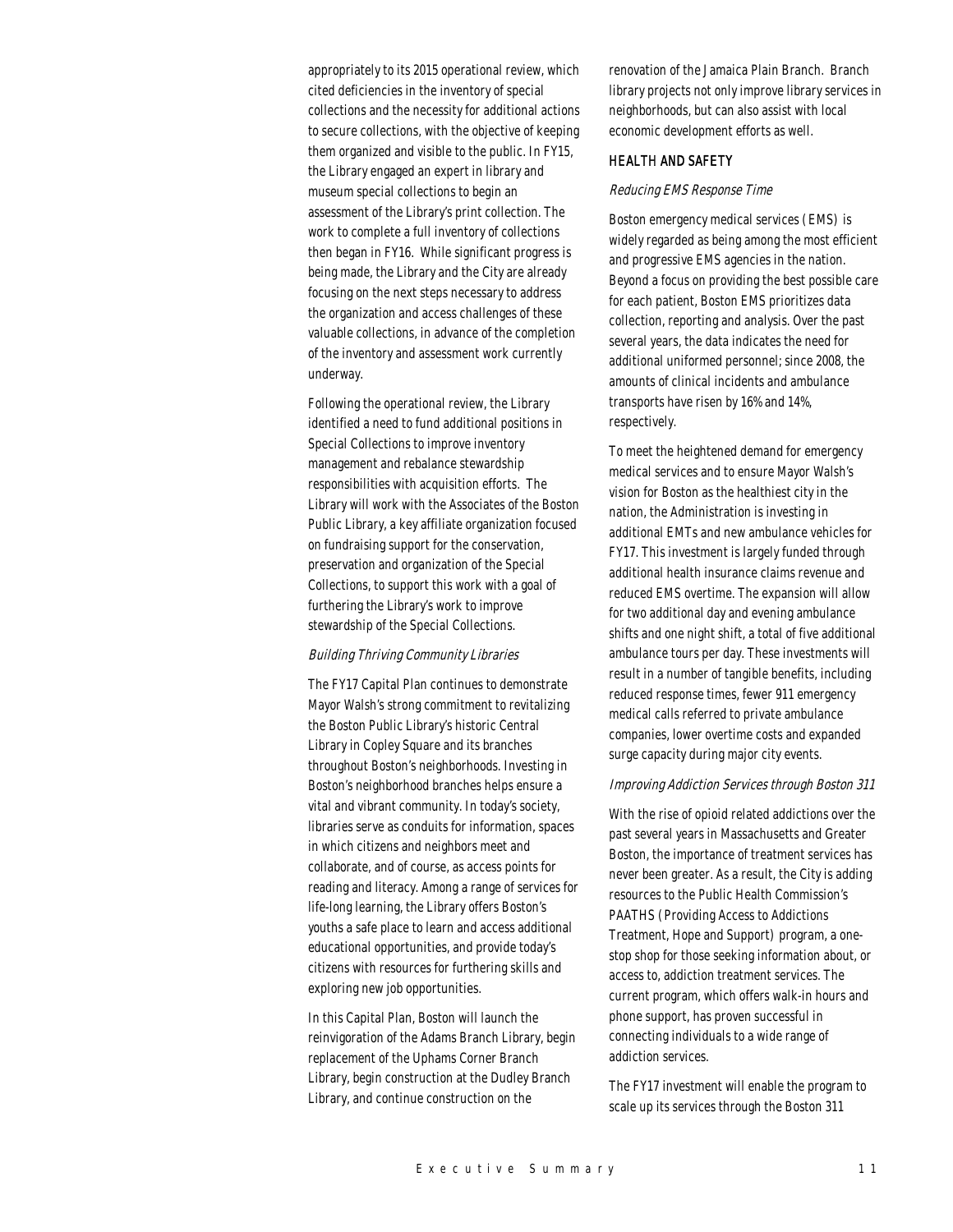appropriately to its 2015 operational review, which cited deficiencies in the inventory of special collections and the necessity for additional actions to secure collections, with the objective of keeping them organized and visible to the public. In FY15, the Library engaged an expert in library and museum special collections to begin an assessment of the Library's print collection. The work to complete a full inventory of collections then began in FY16. While significant progress is being made, the Library and the City are already focusing on the next steps necessary to address the organization and access challenges of these valuable collections, in advance of the completion of the inventory and assessment work currently underway.

Following the operational review, the Library identified a need to fund additional positions in Special Collections to improve inventory management and rebalance stewardship responsibilities with acquisition efforts. The Library will work with the Associates of the Boston Public Library, a key affiliate organization focused on fundraising support for the conservation, preservation and organization of the Special Collections, to support this work with a goal of furthering the Library's work to improve stewardship of the Special Collections.

*Building Thriving Community Libraries*

The FY17 Capital Plan continues to demonstrate Mayor Walsh's strong commitment to revitalizing the Boston Public Library's historic Central Library in Copley Square and its branches throughout Boston's neighborhoods. Investing in Boston's neighborhood branches helps ensure a vital and vibrant community. In today's society, libraries serve as conduits for information, spaces in which citizens and neighbors meet and collaborate, and of course, as access points for reading and literacy. Among a range of services for life-long learning, the Library offers Boston's youths a safe place to learn and access additional educational opportunities, and provide today's citizens with resources for furthering skills and exploring new job opportunities.

In this Capital Plan, Boston will launch the reinvigoration of the Adams Branch Library, begin replacement of the Uphams Corner Branch Library, begin construction at the Dudley Branch Library, and continue construction on the renovation of the Jamaica Plain Branch. Branch library projects not only improve library services in neighborhoods, but can also assist with local economic development efforts as well.

## HEALTH AND SAFETY

*Reducing EMS Response Time*

Boston emergency medical services (EMS) is widely regarded as being among the most efficient and progressive EMS agencies in the nation. Beyond a focus on providing the best possible care for each patient, Boston EMS prioritizes data collection, reporting and analysis. Over the past several years, the data indicates the need for additional uniformed personnel; since 2008, the amounts of clinical incidents and ambulance transports have risen by 16% and 14%, respectively.

To meet the heightened demand for emergency medical services and to ensure Mayor Walsh's vision for Boston as the healthiest city in the nation, the Administration is investing in additional EMTs and new ambulance vehicles for FY17. This investment is largely funded through additional health insurance claims revenue and reduced EMS overtime. The expansion will allow for two additional day and evening ambulance shifts and one night shift, a total of five additional ambulance tours per day. These investments will result in a number of tangible benefits, including reduced response times, fewer 911 emergency medical calls referred to private ambulance companies, lower overtime costs and expanded surge capacity during major city events.

*Improving Addiction Services through Boston 311*

With the rise of opioid related addictions over the past several years in Massachusetts and Greater Boston, the importance of treatment services has never been greater. As a result, the City is adding resources to the Public Health Commission's PAATHS (Providing Access to Addictions Treatment, Hope and Support) program, a one-stop shop for those seeking information about, or access to, addiction treatment services. The current program, which offers walk-in hours and phone support, has proven successful in connecting individuals to a wide range of addiction services.

The FY17 investment will enable the program to scale up its services through the Boston 311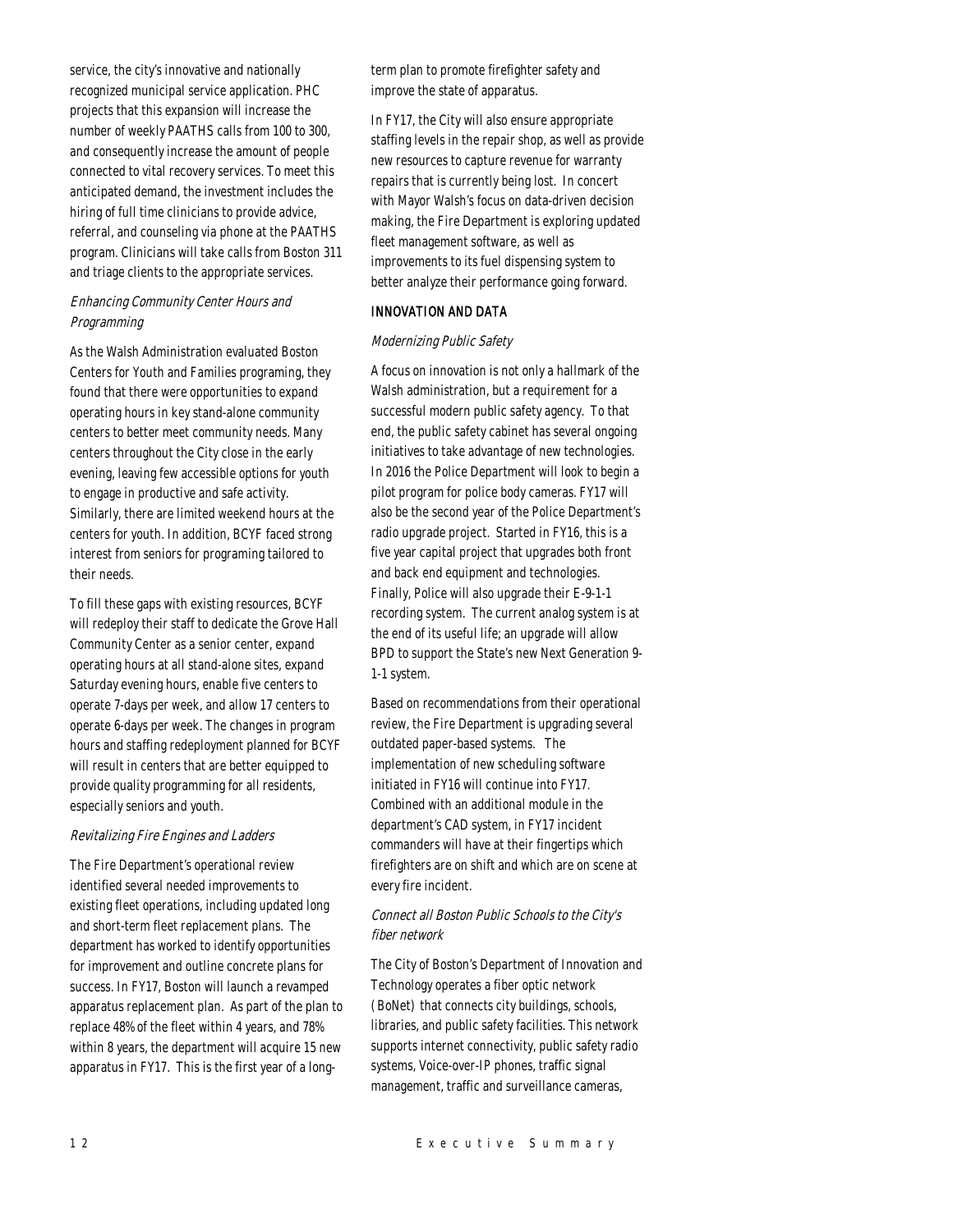service, the city's innovative and nationally recognized municipal service application. PHC projects that this expansion will increase the number of weekly PAATHS calls from 100 to 300, and consequently increase the amount of people connected to vital recovery services. To meet this anticipated demand, the investment includes the hiring of full time clinicians to provide advice, referral, and counseling via phone at the PAATHS program. Clinicians will take calls from Boston 311 and triage clients to the appropriate services.

### *Enhancing Community Center Hours and Programming*

As the Walsh Administration evaluated Boston Centers for Youth and Families programing, they found that there were opportunities to expand operating hours in key stand-alone community centers to better meet community needs. Many centers throughout the City close in the early evening, leaving few accessible options for youth to engage in productive and safe activity. Similarly, there are limited weekend hours at the centers for youth. In addition, BCYF faced strong interest from seniors for programing tailored to their needs.

To fill these gaps with existing resources, BCYF will redeploy their staff to dedicate the Grove Hall Community Center as a senior center, expand operating hours at all stand-alone sites, expand Saturday evening hours, enable five centers to operate 7-days per week, and allow 17 centers to operate 6-days per week. The changes in program hours and staffing redeployment planned for BCYF will result in centers that are better equipped to provide quality programming for all residents, especially seniors and youth.

### *Revitalizing Fire Engines and Ladders*

The Fire Department's operational review identified several needed improvements to existing fleet operations, including updated long and short-term fleet replacement plans. The department has worked to identify opportunities for improvement and outline concrete plans for success. In FY17, Boston will launch a revamped apparatus replacement plan. As part of the plan to replace 48% of the fleet within 4 years, and 78% within 8 years, the department will acquire 15 new apparatus in FY17. This is the first year of a long-term plan to promote firefighter safety and improve the state of apparatus.

In FY17, the City will also ensure appropriate staffing levels in the repair shop, as well as provide new resources to capture revenue for warranty repairs that is currently being lost. In concert with Mayor Walsh's focus on data-driven decision making, the Fire Department is exploring updated fleet management software, as well as improvements to its fuel dispensing system to better analyze their performance going forward.

## INNOVATION AND DATA

### *Modernizing Public Safety*

A focus on innovation is not only a hallmark of the Walsh administration, but a requirement for a successful modern public safety agency. To that end, the public safety cabinet has several ongoing initiatives to take advantage of new technologies. In 2016 the Police Department will look to begin a pilot program for police body cameras. FY17 will also be the second year of the Police Department's radio upgrade project. Started in FY16, this is a five year capital project that upgrades both front and back end equipment and technologies. Finally, Police will also upgrade their E-9-1-1 recording system. The current analog system is at the end of its useful life; an upgrade will allow BPD to support the State's new Next Generation 9-1-1 system.

Based on recommendations from their operational review, the Fire Department is upgrading several outdated paper-based systems. The implementation of new scheduling software initiated in FY16 will continue into FY17. Combined with an additional module in the department's CAD system, in FY17 incident commanders will have at their fingertips which firefighters are on shift and which are on scene at every fire incident.

### *Connect all Boston Public Schools to the City's fiber network*

The City of Boston's Department of Innovation and Technology operates a fiber optic network (BoNet) that connects city buildings, schools, libraries, and public safety facilities. This network supports internet connectivity, public safety radio systems, Voice-over-IP phones, traffic signal management, traffic and surveillance cameras,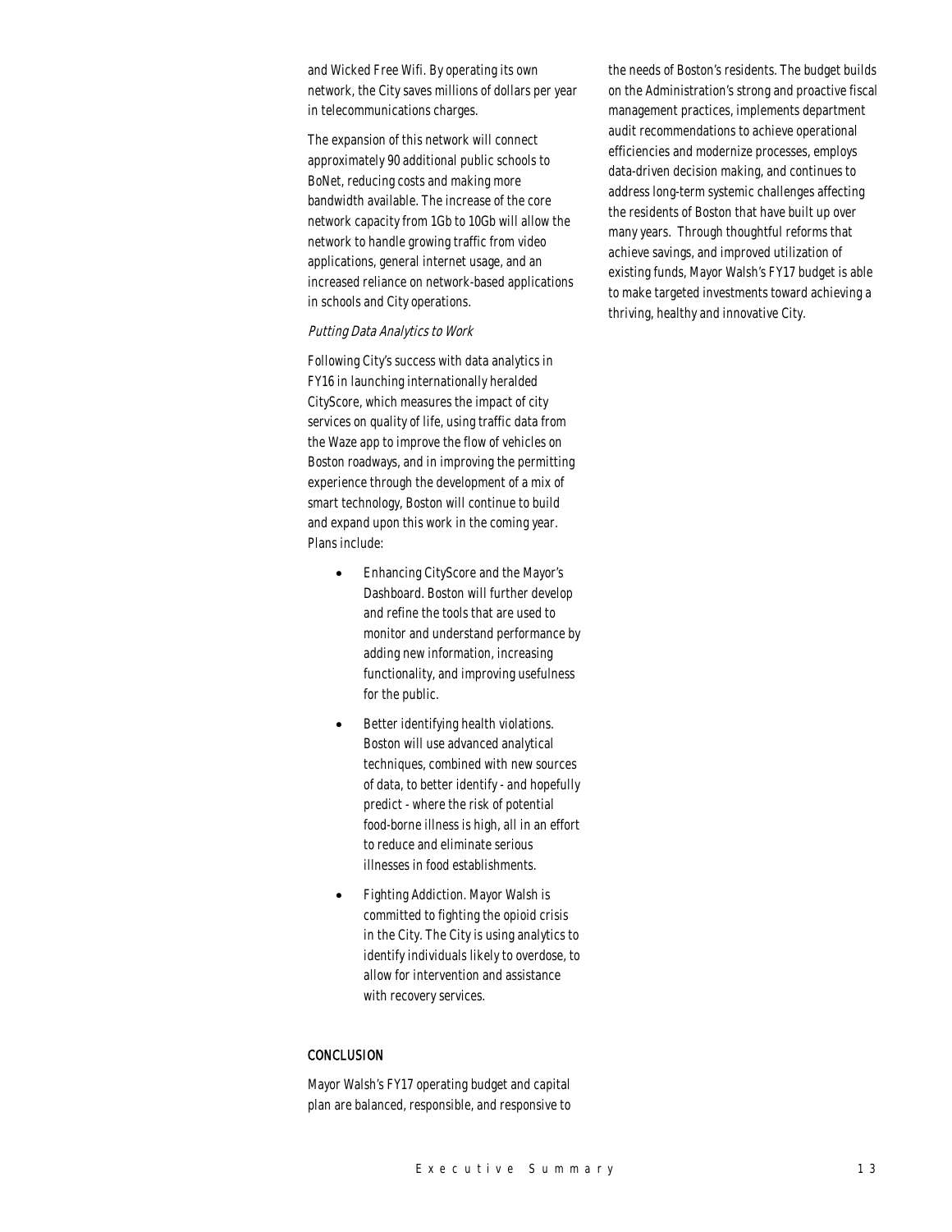and Wicked Free Wifi. By operating its own network, the City saves millions of dollars per year in telecommunications charges.

The expansion of this network will connect approximately 90 additional public schools to BoNet, reducing costs and making more bandwidth available. The increase of the core network capacity from 1Gb to 10Gb will allow the network to handle growing traffic from video applications, general internet usage, and an increased reliance on network-based applications in schools and City operations.

*Putting Data Analytics to Work*

Following City's success with data analytics in FY16 in launching internationally heralded CityScore, which measures the impact of city services on quality of life, using traffic data from the Waze app to improve the flow of vehicles on Boston roadways, and in improving the permitting experience through the development of a mix of smart technology, Boston will continue to build and expand upon this work in the coming year. Plans include:

- Enhancing CityScore and the Mayor's Dashboard. Boston will further develop and refine the tools that are used to monitor and understand performance by adding new information, increasing functionality, and improving usefulness for the public.
- Better identifying health violations. Boston will use advanced analytical techniques, combined with new sources of data, to better identify - and hopefully predict - where the risk of potential food-borne illness is high, all in an effort to reduce and eliminate serious illnesses in food establishments.
- Fighting Addiction. Mayor Walsh is committed to fighting the opioid crisis in the City. The City is using analytics to identify individuals likely to overdose, to allow for intervention and assistance with recovery services.

## CONCLUSION

Mayor Walsh's FY17 operating budget and capital plan are balanced, responsible, and responsive to the needs of Boston's residents. The budget builds on the Administration's strong and proactive fiscal management practices, implements department audit recommendations to achieve operational efficiencies and modernize processes, employs data-driven decision making, and continues to address long-term systemic challenges affecting the residents of Boston that have built up over many years. Through thoughtful reforms that achieve savings, and improved utilization of existing funds, Mayor Walsh's FY17 budget is able to make targeted investments toward achieving a thriving, healthy and innovative City.